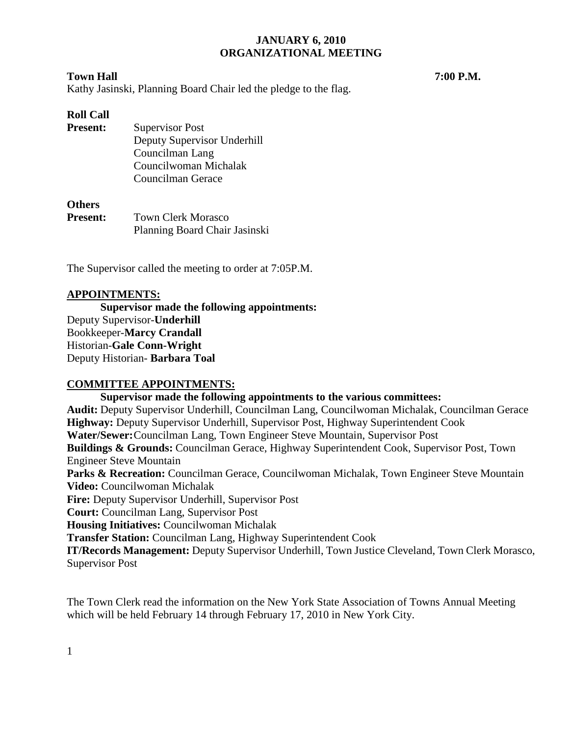**JANUARY 6, 2010**
**ORGANIZATIONAL MEETING**

**Town Hall** **7:00 P.M.**

Kathy Jasinski, Planning Board Chair led the pledge to the flag.

**Roll Call**

**Present:** Supervisor Post
Deputy Supervisor Underhill
Councilman Lang
Councilwoman Michalak
Councilman Gerace

**Others**

**Present:** Town Clerk Morasco
Planning Board Chair Jasinski

The Supervisor called the meeting to order at 7:05P.M.

**APPOINTMENTS:**

**Supervisor made the following appointments:**

Deputy Supervisor-**Underhill**
Bookkeeper-**Marcy Crandall**
Historian-**Gale Conn-Wright**
Deputy Historian- **Barbara Toal**

**COMMITTEE APPOINTMENTS:**

**Supervisor made the following appointments to the various committees:**

**Audit:** Deputy Supervisor Underhill, Councilman Lang, Councilwoman Michalak, Councilman Gerace
**Highway:** Deputy Supervisor Underhill, Supervisor Post, Highway Superintendent Cook
**Water/Sewer:** Councilman Lang, Town Engineer Steve Mountain, Supervisor Post
**Buildings & Grounds:** Councilman Gerace, Highway Superintendent Cook, Supervisor Post, Town Engineer Steve Mountain
**Parks & Recreation:** Councilman Gerace, Councilwoman Michalak, Town Engineer Steve Mountain
**Video:** Councilwoman Michalak
**Fire:** Deputy Supervisor Underhill, Supervisor Post
**Court:** Councilman Lang, Supervisor Post
**Housing Initiatives:** Councilwoman Michalak
**Transfer Station:** Councilman Lang, Highway Superintendent Cook
**IT/Records Management:** Deputy Supervisor Underhill, Town Justice Cleveland, Town Clerk Morasco, Supervisor Post

The Town Clerk read the information on the New York State Association of Towns Annual Meeting which will be held February 14 through February 17, 2010 in New York City.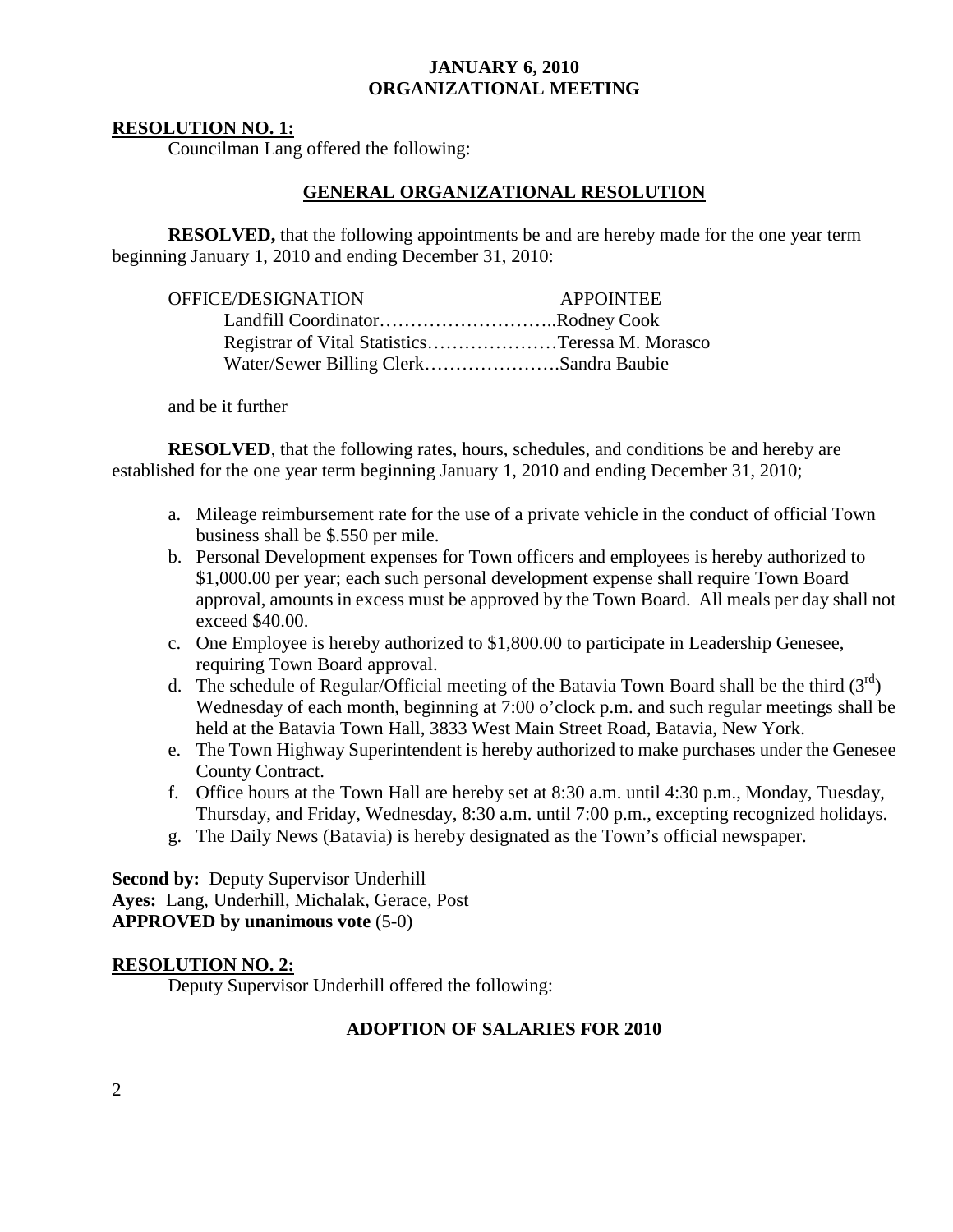**JANUARY 6, 2010**
**ORGANIZATIONAL MEETING**

**RESOLUTION NO. 1:**

Councilman Lang offered the following:

**GENERAL ORGANIZATIONAL RESOLUTION**

**RESOLVED,** that the following appointments be and are hereby made for the one year term beginning January 1, 2010 and ending December 31, 2010:

| OFFICE/DESIGNATION | APPOINTEE |
|---|---|
| Landfill Coordinator | Rodney Cook |
| Registrar of Vital Statistics | Teressa M. Morasco |
| Water/Sewer Billing Clerk | Sandra Baubie |

and be it further

**RESOLVED**, that the following rates, hours, schedules, and conditions be and hereby are established for the one year term beginning January 1, 2010 and ending December 31, 2010;

a. Mileage reimbursement rate for the use of a private vehicle in the conduct of official Town business shall be $.550 per mile.
b. Personal Development expenses for Town officers and employees is hereby authorized to $1,000.00 per year; each such personal development expense shall require Town Board approval, amounts in excess must be approved by the Town Board. All meals per day shall not exceed $40.00.
c. One Employee is hereby authorized to $1,800.00 to participate in Leadership Genesee, requiring Town Board approval.
d. The schedule of Regular/Official meeting of the Batavia Town Board shall be the third (3rd) Wednesday of each month, beginning at 7:00 o'clock p.m. and such regular meetings shall be held at the Batavia Town Hall, 3833 West Main Street Road, Batavia, New York.
e. The Town Highway Superintendent is hereby authorized to make purchases under the Genesee County Contract.
f. Office hours at the Town Hall are hereby set at 8:30 a.m. until 4:30 p.m., Monday, Tuesday, Thursday, and Friday, Wednesday, 8:30 a.m. until 7:00 p.m., excepting recognized holidays.
g. The Daily News (Batavia) is hereby designated as the Town's official newspaper.

**Second by:** Deputy Supervisor Underhill
**Ayes:** Lang, Underhill, Michalak, Gerace, Post
**APPROVED by unanimous vote** (5-0)

**RESOLUTION NO. 2:**

Deputy Supervisor Underhill offered the following:

**ADOPTION OF SALARIES FOR 2010**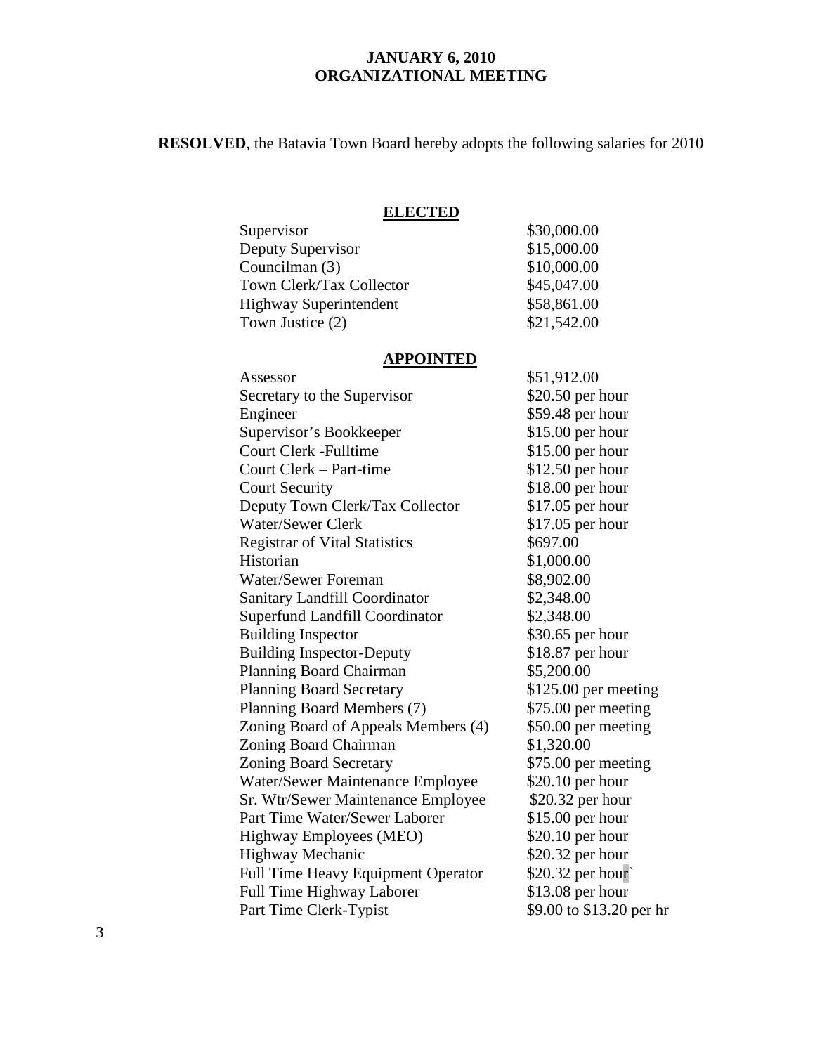**JANUARY 6, 2010**
**ORGANIZATIONAL MEETING**

**RESOLVED**, the Batavia Town Board hereby adopts the following salaries for 2010

**ELECTED**

| | |
|---|---|
| Supervisor | $30,000.00 |
| Deputy Supervisor | $15,000.00 |
| Councilman (3) | $10,000.00 |
| Town Clerk/Tax Collector | $45,047.00 |
| Highway Superintendent | $58,861.00 |
| Town Justice (2) | $21,542.00 |

**APPOINTED**

| | |
|---|---|
| Assessor | $51,912.00 |
| Secretary to the Supervisor | $20.50 per hour |
| Engineer | $59.48 per hour |
| Supervisor's Bookkeeper | $15.00 per hour |
| Court Clerk -Fulltime | $15.00 per hour |
| Court Clerk – Part-time | $12.50 per hour |
| Court Security | $18.00 per hour |
| Deputy Town Clerk/Tax Collector | $17.05 per hour |
| Water/Sewer Clerk | $17.05 per hour |
| Registrar of Vital Statistics | $697.00 |
| Historian | $1,000.00 |
| Water/Sewer Foreman | $8,902.00 |
| Sanitary Landfill Coordinator | $2,348.00 |
| Superfund Landfill Coordinator | $2,348.00 |
| Building Inspector | $30.65 per hour |
| Building Inspector-Deputy | $18.87 per hour |
| Planning Board Chairman | $5,200.00 |
| Planning Board Secretary | $125.00 per meeting |
| Planning Board Members (7) | $75.00 per meeting |
| Zoning Board of Appeals Members (4) | $50.00 per meeting |
| Zoning Board Chairman | $1,320.00 |
| Zoning Board Secretary | $75.00 per meeting |
| Water/Sewer Maintenance Employee | $20.10 per hour |
| Sr. Wtr/Sewer Maintenance Employee | $20.32 per hour |
| Part Time Water/Sewer Laborer | $15.00 per hour |
| Highway Employees (MEO) | $20.10 per hour |
| Highway Mechanic | $20.32 per hour |
| Full Time Heavy Equipment Operator | $20.32 per hour` |
| Full Time Highway Laborer | $13.08 per hour |
| Part Time Clerk-Typist | $9.00 to $13.20 per hr |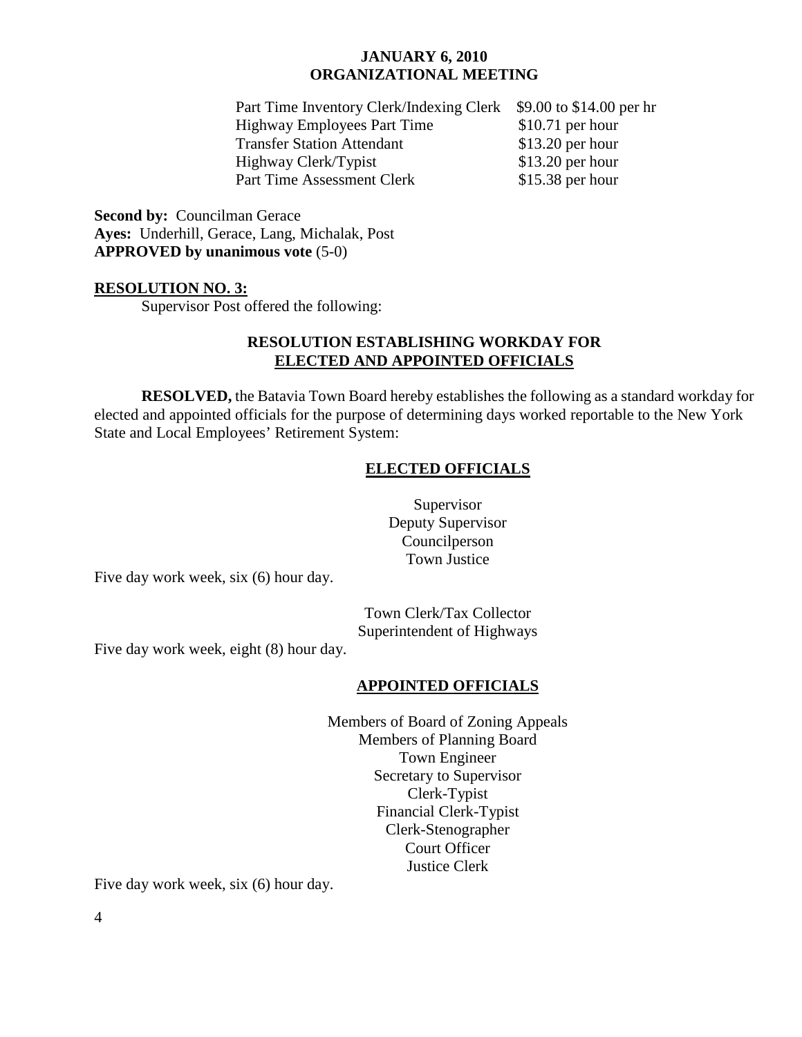| | |
|---|---|
| Part Time Inventory Clerk/Indexing Clerk | $9.00 to $14.00 per hr |
| Highway Employees Part Time | $10.71 per hour |
| Transfer Station Attendant | $13.20 per hour |
| Highway Clerk/Typist | $13.20 per hour |
| Part Time Assessment Clerk | $15.38 per hour |

**Second by:** Councilman Gerace
**Ayes:** Underhill, Gerace, Lang, Michalak, Post
**APPROVED by unanimous vote** (5-0)

**RESOLUTION NO. 3:**

Supervisor Post offered the following:

**RESOLUTION ESTABLISHING WORKDAY FOR ELECTED AND APPOINTED OFFICIALS**

**RESOLVED,** the Batavia Town Board hereby establishes the following as a standard workday for elected and appointed officials for the purpose of determining days worked reportable to the New York State and Local Employees' Retirement System:

**ELECTED OFFICIALS**

Supervisor
Deputy Supervisor
Councilperson
Town Justice

Five day work week, six (6) hour day.

Town Clerk/Tax Collector
Superintendent of Highways

Five day work week, eight (8) hour day.

**APPOINTED OFFICIALS**

Members of Board of Zoning Appeals
Members of Planning Board
Town Engineer
Secretary to Supervisor
Clerk-Typist
Financial Clerk-Typist
Clerk-Stenographer
Court Officer
Justice Clerk

Five day work week, six (6) hour day.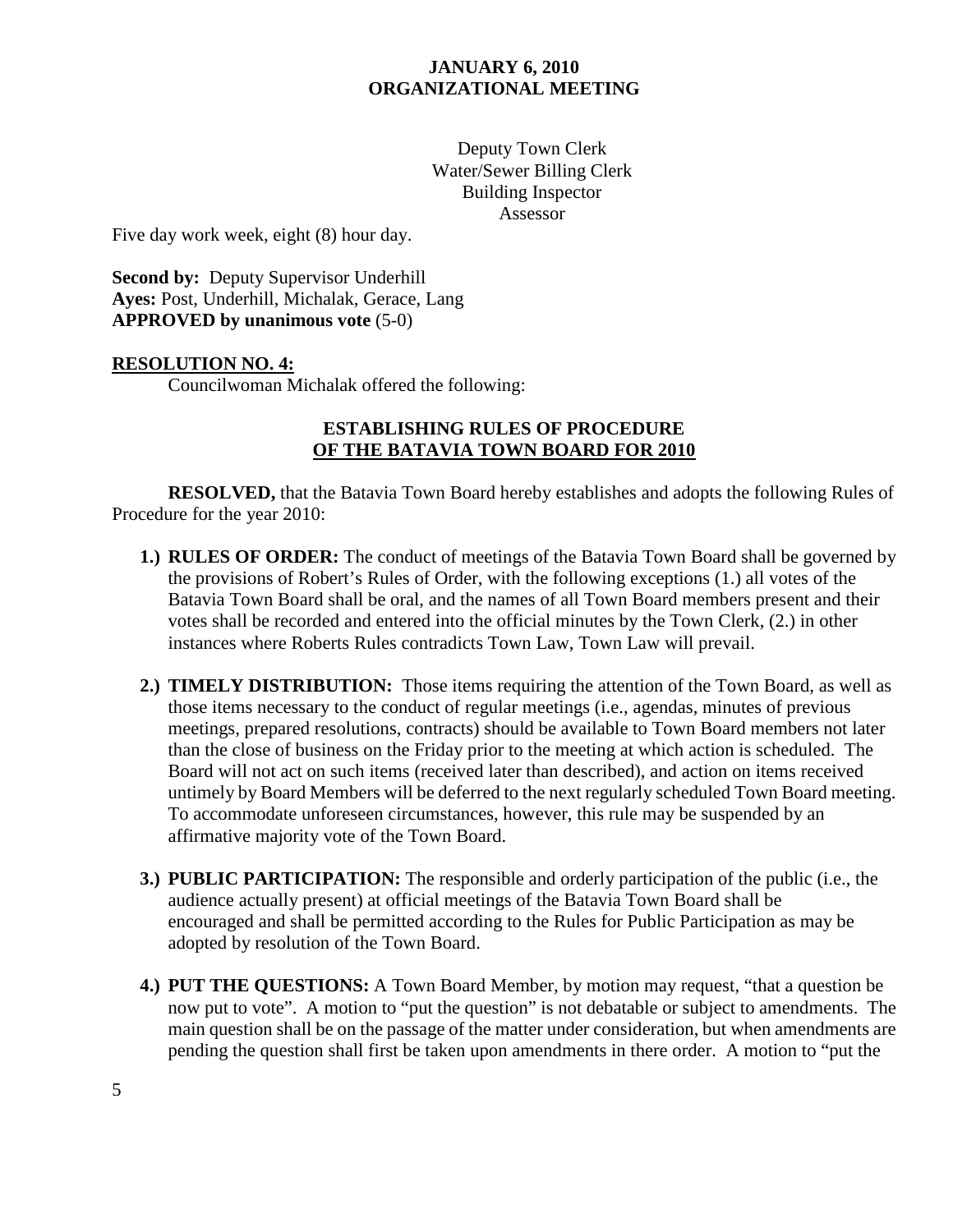Deputy Town Clerk  
Water/Sewer Billing Clerk  
Building Inspector  
Assessor

Five day work week, eight (8) hour day.

**Second by:** Deputy Supervisor Underhill  
**Ayes:** Post, Underhill, Michalak, Gerace, Lang  
**APPROVED by unanimous vote** (5-0)

**RESOLUTION NO. 4:**

Councilwoman Michalak offered the following:

**ESTABLISHING RULES OF PROCEDURE**  
**OF THE BATAVIA TOWN BOARD FOR 2010**

**RESOLVED,** that the Batavia Town Board hereby establishes and adopts the following Rules of Procedure for the year 2010:

1. **RULES OF ORDER:** The conduct of meetings of the Batavia Town Board shall be governed by the provisions of Robert's Rules of Order, with the following exceptions (1.) all votes of the Batavia Town Board shall be oral, and the names of all Town Board members present and their votes shall be recorded and entered into the official minutes by the Town Clerk, (2.) in other instances where Roberts Rules contradicts Town Law, Town Law will prevail.

2. **TIMELY DISTRIBUTION:** Those items requiring the attention of the Town Board, as well as those items necessary to the conduct of regular meetings (i.e., agendas, minutes of previous meetings, prepared resolutions, contracts) should be available to Town Board members not later than the close of business on the Friday prior to the meeting at which action is scheduled. The Board will not act on such items (received later than described), and action on items received untimely by Board Members will be deferred to the next regularly scheduled Town Board meeting. To accommodate unforeseen circumstances, however, this rule may be suspended by an affirmative majority vote of the Town Board.

3. **PUBLIC PARTICIPATION:** The responsible and orderly participation of the public (i.e., the audience actually present) at official meetings of the Batavia Town Board shall be encouraged and shall be permitted according to the Rules for Public Participation as may be adopted by resolution of the Town Board.

4. **PUT THE QUESTIONS:** A Town Board Member, by motion may request, "that a question be now put to vote". A motion to "put the question" is not debatable or subject to amendments. The main question shall be on the passage of the matter under consideration, but when amendments are pending the question shall first be taken upon amendments in there order. A motion to "put the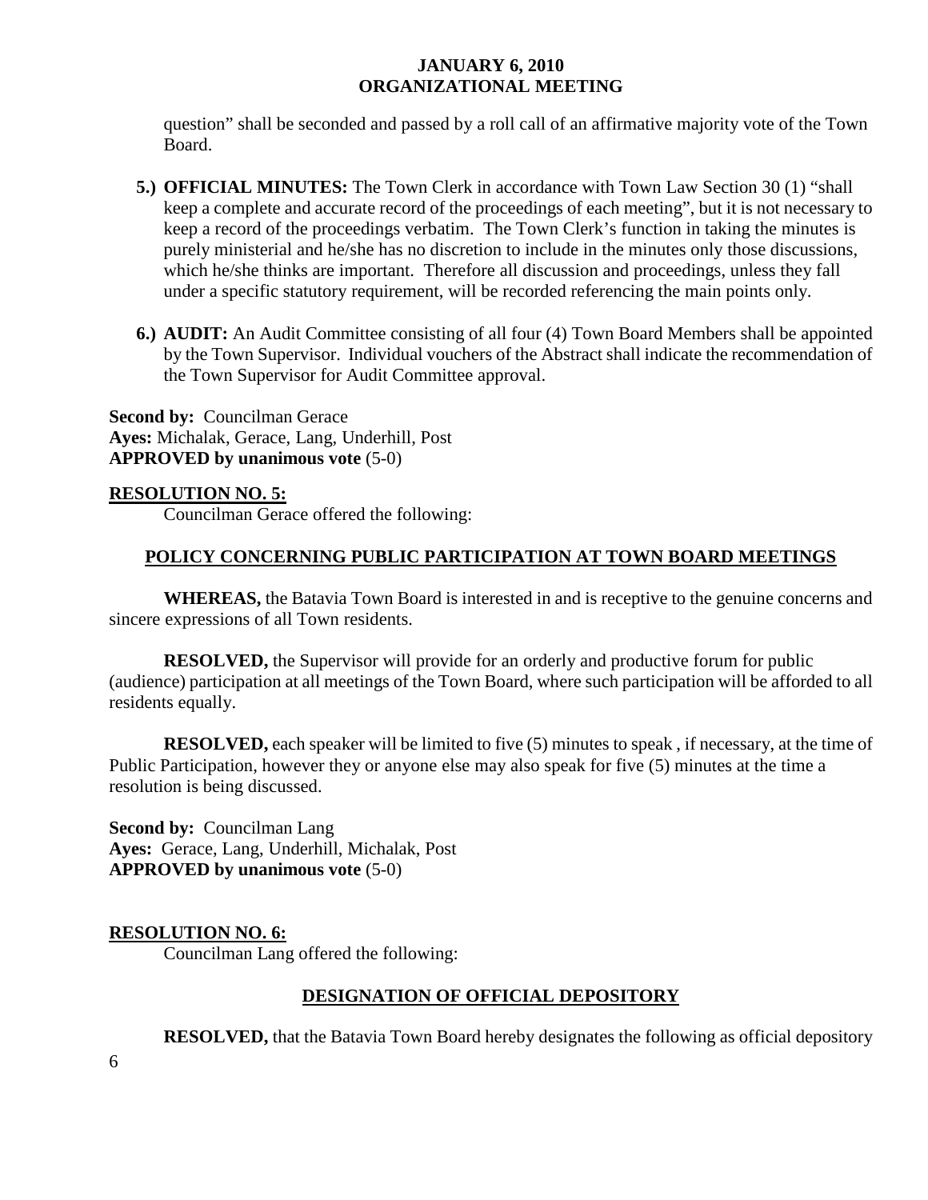question" shall be seconded and passed by a roll call of an affirmative majority vote of the Town Board.

**5.) OFFICIAL MINUTES:** The Town Clerk in accordance with Town Law Section 30 (1) "shall keep a complete and accurate record of the proceedings of each meeting", but it is not necessary to keep a record of the proceedings verbatim. The Town Clerk's function in taking the minutes is purely ministerial and he/she has no discretion to include in the minutes only those discussions, which he/she thinks are important. Therefore all discussion and proceedings, unless they fall under a specific statutory requirement, will be recorded referencing the main points only.

**6.) AUDIT:** An Audit Committee consisting of all four (4) Town Board Members shall be appointed by the Town Supervisor. Individual vouchers of the Abstract shall indicate the recommendation of the Town Supervisor for Audit Committee approval.

**Second by:** Councilman Gerace
**Ayes:** Michalak, Gerace, Lang, Underhill, Post
**APPROVED by unanimous vote** (5-0)

**RESOLUTION NO. 5:**

Councilman Gerace offered the following:

**POLICY CONCERNING PUBLIC PARTICIPATION AT TOWN BOARD MEETINGS**

**WHEREAS,** the Batavia Town Board is interested in and is receptive to the genuine concerns and sincere expressions of all Town residents.

**RESOLVED,** the Supervisor will provide for an orderly and productive forum for public (audience) participation at all meetings of the Town Board, where such participation will be afforded to all residents equally.

**RESOLVED,** each speaker will be limited to five (5) minutes to speak , if necessary, at the time of Public Participation, however they or anyone else may also speak for five (5) minutes at the time a resolution is being discussed.

**Second by:** Councilman Lang
**Ayes:** Gerace, Lang, Underhill, Michalak, Post
**APPROVED by unanimous vote** (5-0)

**RESOLUTION NO. 6:**

Councilman Lang offered the following:

**DESIGNATION OF OFFICIAL DEPOSITORY**

**RESOLVED,** that the Batavia Town Board hereby designates the following as official depository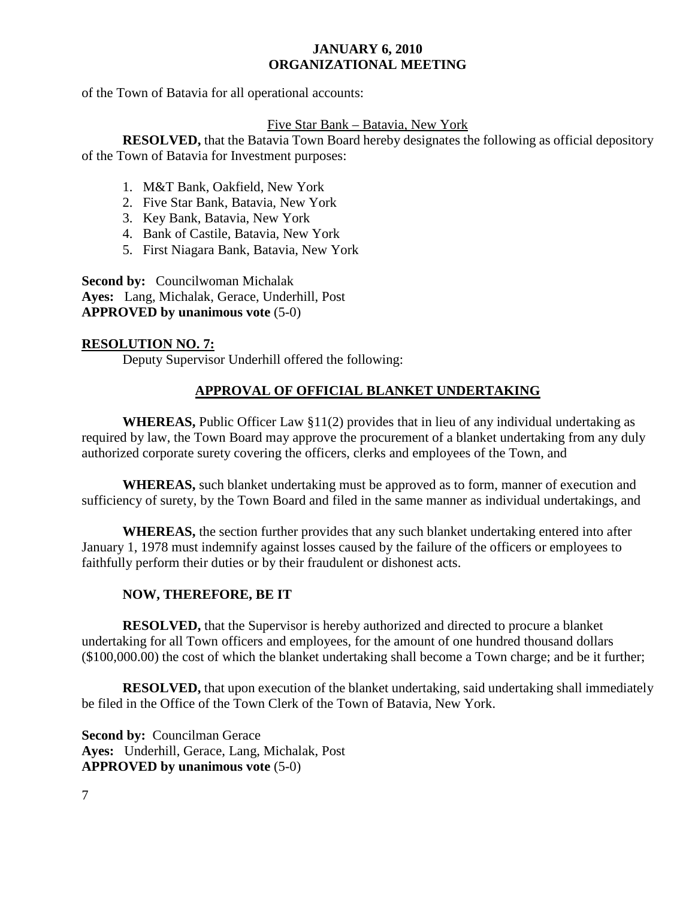of the Town of Batavia for all operational accounts:

Five Star Bank – Batavia, New York

**RESOLVED,** that the Batavia Town Board hereby designates the following as official depository of the Town of Batavia for Investment purposes:

1. M&T Bank, Oakfield, New York
2. Five Star Bank, Batavia, New York
3. Key Bank, Batavia, New York
4. Bank of Castile, Batavia, New York
5. First Niagara Bank, Batavia, New York

**Second by:** Councilwoman Michalak
**Ayes:** Lang, Michalak, Gerace, Underhill, Post
**APPROVED by unanimous vote** (5-0)

**RESOLUTION NO. 7:**

Deputy Supervisor Underhill offered the following:

**APPROVAL OF OFFICIAL BLANKET UNDERTAKING**

**WHEREAS,** Public Officer Law §11(2) provides that in lieu of any individual undertaking as required by law, the Town Board may approve the procurement of a blanket undertaking from any duly authorized corporate surety covering the officers, clerks and employees of the Town, and

**WHEREAS,** such blanket undertaking must be approved as to form, manner of execution and sufficiency of surety, by the Town Board and filed in the same manner as individual undertakings, and

**WHEREAS,** the section further provides that any such blanket undertaking entered into after January 1, 1978 must indemnify against losses caused by the failure of the officers or employees to faithfully perform their duties or by their fraudulent or dishonest acts.

**NOW, THEREFORE, BE IT**

**RESOLVED,** that the Supervisor is hereby authorized and directed to procure a blanket undertaking for all Town officers and employees, for the amount of one hundred thousand dollars ($100,000.00) the cost of which the blanket undertaking shall become a Town charge; and be it further;

**RESOLVED,** that upon execution of the blanket undertaking, said undertaking shall immediately be filed in the Office of the Town Clerk of the Town of Batavia, New York.

**Second by:** Councilman Gerace
**Ayes:** Underhill, Gerace, Lang, Michalak, Post
**APPROVED by unanimous vote** (5-0)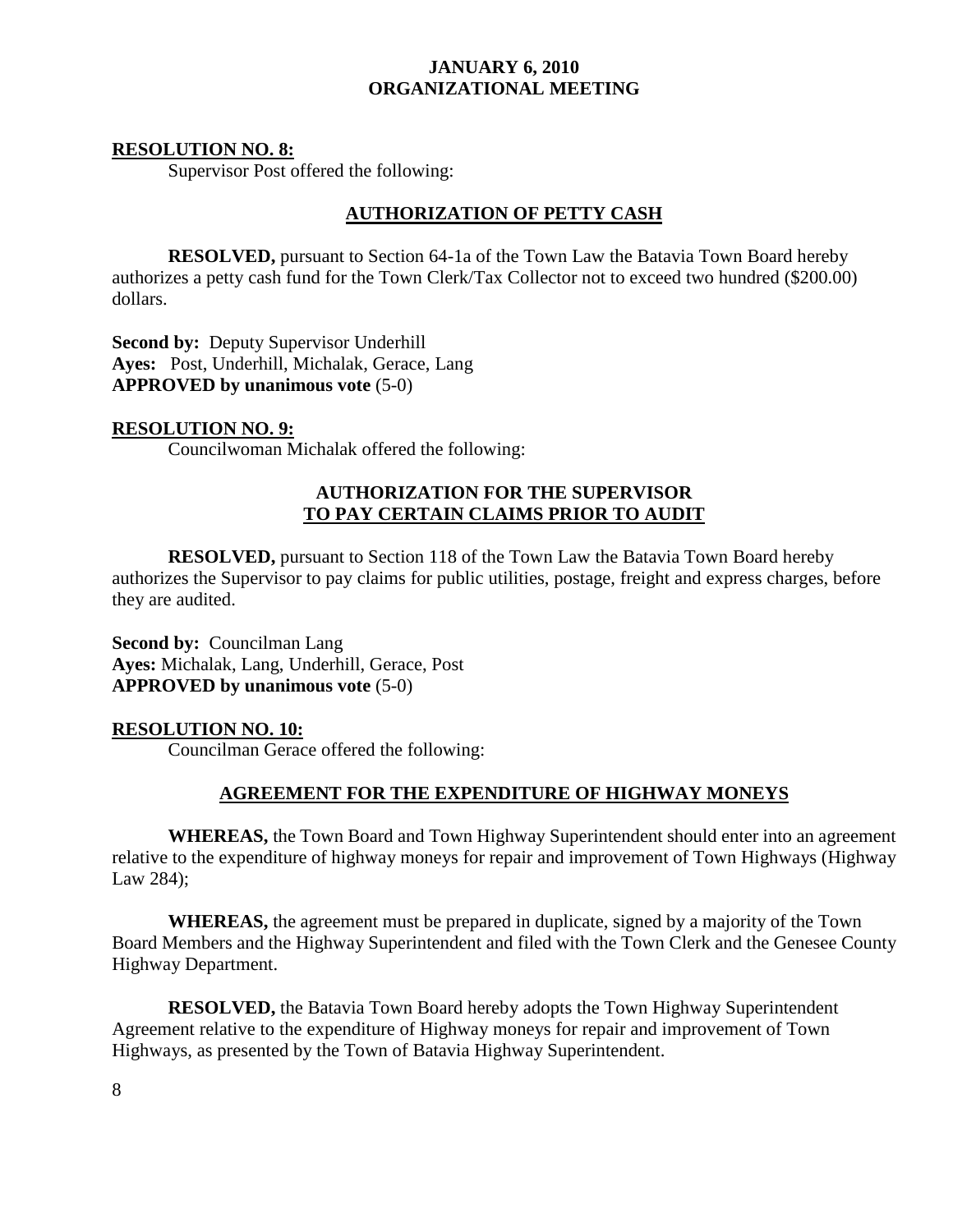**RESOLUTION NO. 8:**

Supervisor Post offered the following:

**AUTHORIZATION OF PETTY CASH**

**RESOLVED,** pursuant to Section 64-1a of the Town Law the Batavia Town Board hereby authorizes a petty cash fund for the Town Clerk/Tax Collector not to exceed two hundred ($200.00) dollars.

**Second by:** Deputy Supervisor Underhill
**Ayes:** Post, Underhill, Michalak, Gerace, Lang
**APPROVED by unanimous vote** (5-0)

**RESOLUTION NO. 9:**

Councilwoman Michalak offered the following:

**AUTHORIZATION FOR THE SUPERVISOR TO PAY CERTAIN CLAIMS PRIOR TO AUDIT**

**RESOLVED,** pursuant to Section 118 of the Town Law the Batavia Town Board hereby authorizes the Supervisor to pay claims for public utilities, postage, freight and express charges, before they are audited.

**Second by:** Councilman Lang
**Ayes:** Michalak, Lang, Underhill, Gerace, Post
**APPROVED by unanimous vote** (5-0)

**RESOLUTION NO. 10:**

Councilman Gerace offered the following:

**AGREEMENT FOR THE EXPENDITURE OF HIGHWAY MONEYS**

**WHEREAS,** the Town Board and Town Highway Superintendent should enter into an agreement relative to the expenditure of highway moneys for repair and improvement of Town Highways (Highway Law 284);

**WHEREAS,** the agreement must be prepared in duplicate, signed by a majority of the Town Board Members and the Highway Superintendent and filed with the Town Clerk and the Genesee County Highway Department.

**RESOLVED,** the Batavia Town Board hereby adopts the Town Highway Superintendent Agreement relative to the expenditure of Highway moneys for repair and improvement of Town Highways, as presented by the Town of Batavia Highway Superintendent.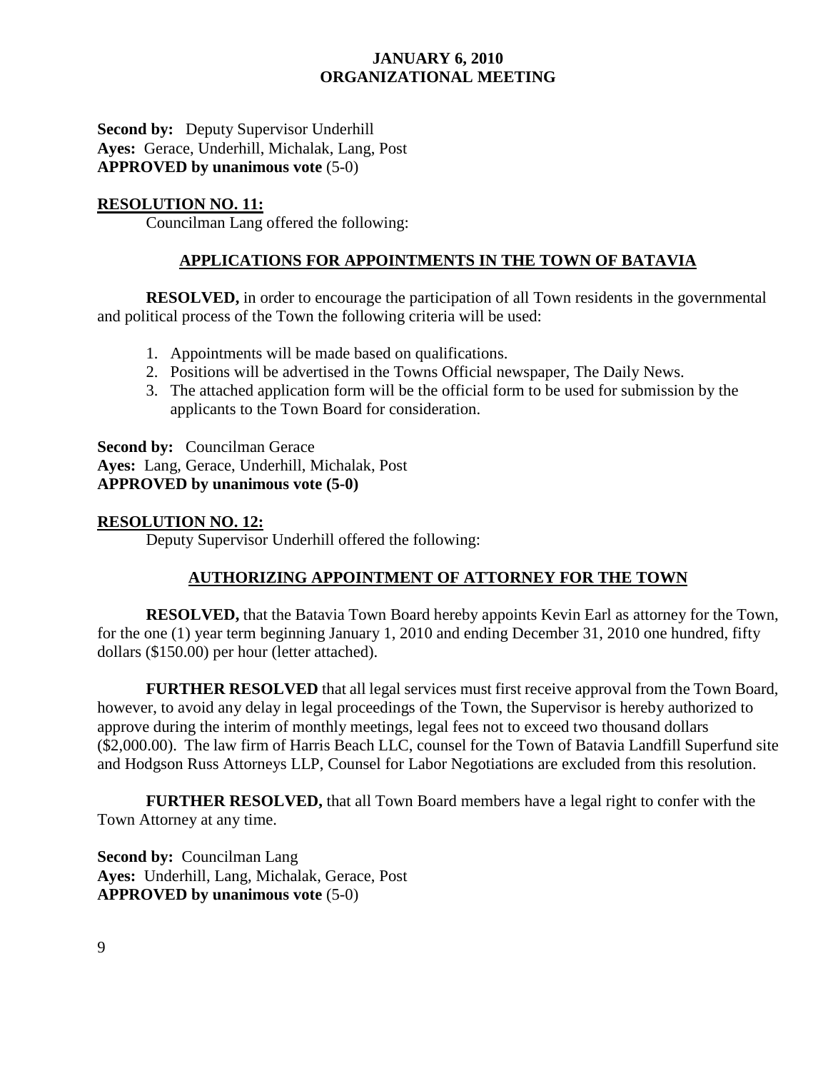**Second by:** Deputy Supervisor Underhill
**Ayes:** Gerace, Underhill, Michalak, Lang, Post
**APPROVED by unanimous vote** (5-0)

**RESOLUTION NO. 11:**

Councilman Lang offered the following:

**APPLICATIONS FOR APPOINTMENTS IN THE TOWN OF BATAVIA**

**RESOLVED,** in order to encourage the participation of all Town residents in the governmental and political process of the Town the following criteria will be used:

1. Appointments will be made based on qualifications.
2. Positions will be advertised in the Towns Official newspaper, The Daily News.
3. The attached application form will be the official form to be used for submission by the applicants to the Town Board for consideration.

**Second by:** Councilman Gerace
**Ayes:** Lang, Gerace, Underhill, Michalak, Post
**APPROVED by unanimous vote (5-0)**

**RESOLUTION NO. 12:**

Deputy Supervisor Underhill offered the following:

**AUTHORIZING APPOINTMENT OF ATTORNEY FOR THE TOWN**

**RESOLVED,** that the Batavia Town Board hereby appoints Kevin Earl as attorney for the Town, for the one (1) year term beginning January 1, 2010 and ending December 31, 2010 one hundred, fifty dollars ($150.00) per hour (letter attached).

**FURTHER RESOLVED** that all legal services must first receive approval from the Town Board, however, to avoid any delay in legal proceedings of the Town, the Supervisor is hereby authorized to approve during the interim of monthly meetings, legal fees not to exceed two thousand dollars ($2,000.00). The law firm of Harris Beach LLC, counsel for the Town of Batavia Landfill Superfund site and Hodgson Russ Attorneys LLP, Counsel for Labor Negotiations are excluded from this resolution.

**FURTHER RESOLVED,** that all Town Board members have a legal right to confer with the Town Attorney at any time.

**Second by:** Councilman Lang
**Ayes:** Underhill, Lang, Michalak, Gerace, Post
**APPROVED by unanimous vote** (5-0)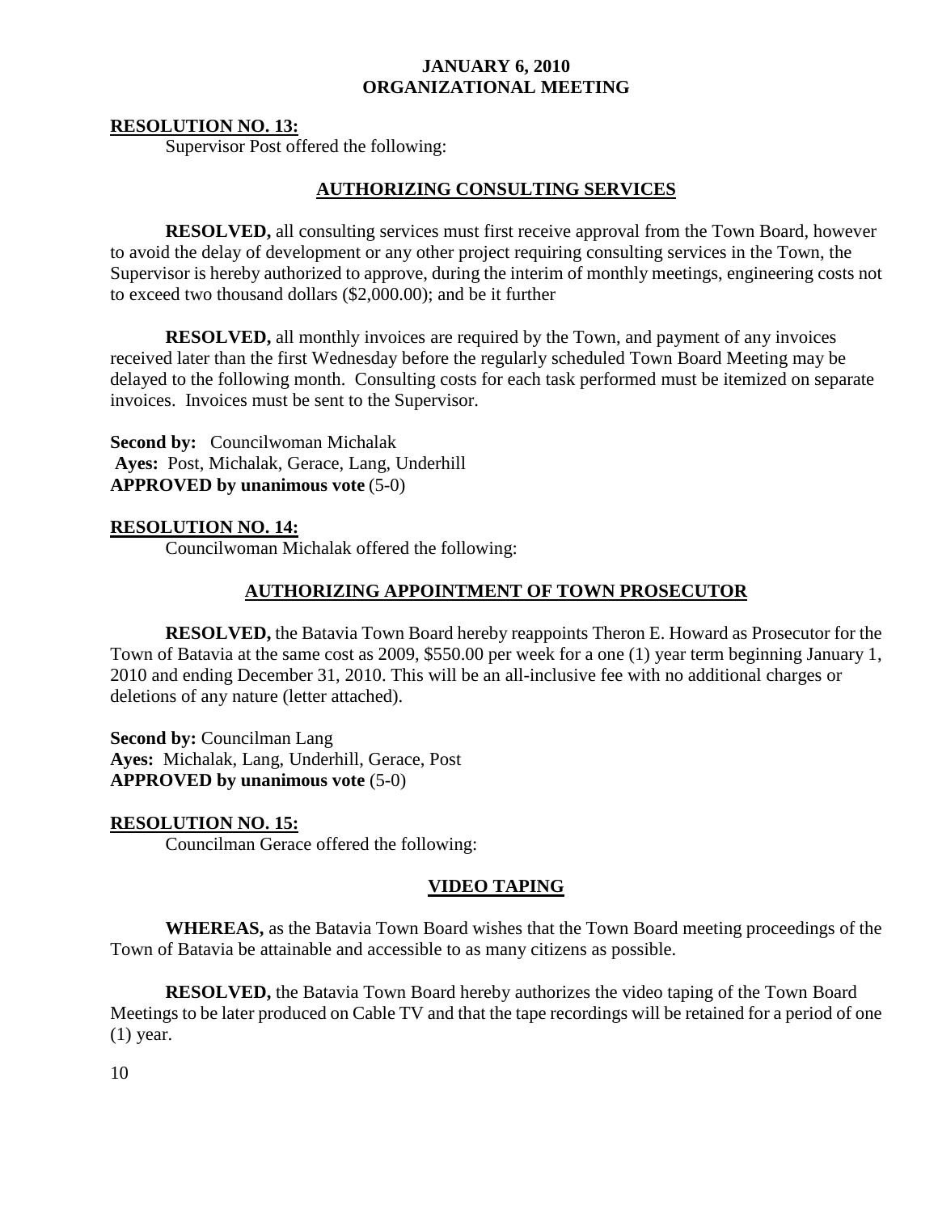**JANUARY 6, 2010**
**ORGANIZATIONAL MEETING**

**RESOLUTION NO. 13:**

Supervisor Post offered the following:

**AUTHORIZING CONSULTING SERVICES**

**RESOLVED,** all consulting services must first receive approval from the Town Board, however to avoid the delay of development or any other project requiring consulting services in the Town, the Supervisor is hereby authorized to approve, during the interim of monthly meetings, engineering costs not to exceed two thousand dollars ($2,000.00); and be it further

**RESOLVED,** all monthly invoices are required by the Town, and payment of any invoices received later than the first Wednesday before the regularly scheduled Town Board Meeting may be delayed to the following month. Consulting costs for each task performed must be itemized on separate invoices. Invoices must be sent to the Supervisor.

**Second by:** Councilwoman Michalak
**Ayes:** Post, Michalak, Gerace, Lang, Underhill
**APPROVED by unanimous vote** (5-0)

**RESOLUTION NO. 14:**

Councilwoman Michalak offered the following:

**AUTHORIZING APPOINTMENT OF TOWN PROSECUTOR**

**RESOLVED,** the Batavia Town Board hereby reappoints Theron E. Howard as Prosecutor for the Town of Batavia at the same cost as 2009, $550.00 per week for a one (1) year term beginning January 1, 2010 and ending December 31, 2010. This will be an all-inclusive fee with no additional charges or deletions of any nature (letter attached).

**Second by:** Councilman Lang
**Ayes:** Michalak, Lang, Underhill, Gerace, Post
**APPROVED by unanimous vote** (5-0)

**RESOLUTION NO. 15:**

Councilman Gerace offered the following:

**VIDEO TAPING**

**WHEREAS,** as the Batavia Town Board wishes that the Town Board meeting proceedings of the Town of Batavia be attainable and accessible to as many citizens as possible.

**RESOLVED,** the Batavia Town Board hereby authorizes the video taping of the Town Board Meetings to be later produced on Cable TV and that the tape recordings will be retained for a period of one (1) year.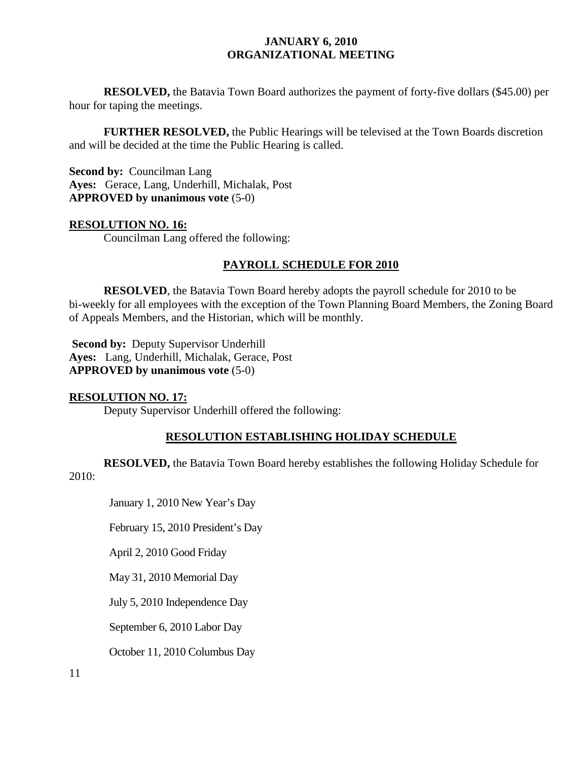**JANUARY 6, 2010**
**ORGANIZATIONAL MEETING**

**RESOLVED,** the Batavia Town Board authorizes the payment of forty-five dollars ($45.00) per hour for taping the meetings.

**FURTHER RESOLVED,** the Public Hearings will be televised at the Town Boards discretion and will be decided at the time the Public Hearing is called.

**Second by:** Councilman Lang
**Ayes:** Gerace, Lang, Underhill, Michalak, Post
**APPROVED by unanimous vote** (5-0)

**RESOLUTION NO. 16:**

Councilman Lang offered the following:

**PAYROLL SCHEDULE FOR 2010**

**RESOLVED**, the Batavia Town Board hereby adopts the payroll schedule for 2010 to be bi-weekly for all employees with the exception of the Town Planning Board Members, the Zoning Board of Appeals Members, and the Historian, which will be monthly.

**Second by:** Deputy Supervisor Underhill
**Ayes:** Lang, Underhill, Michalak, Gerace, Post
**APPROVED by unanimous vote** (5-0)

**RESOLUTION NO. 17:**

Deputy Supervisor Underhill offered the following:

**RESOLUTION ESTABLISHING HOLIDAY SCHEDULE**

**RESOLVED,** the Batavia Town Board hereby establishes the following Holiday Schedule for 2010:

January 1, 2010 New Year's Day

February 15, 2010 President's Day

April 2, 2010 Good Friday

May 31, 2010 Memorial Day

July 5, 2010 Independence Day

September 6, 2010 Labor Day

October 11, 2010 Columbus Day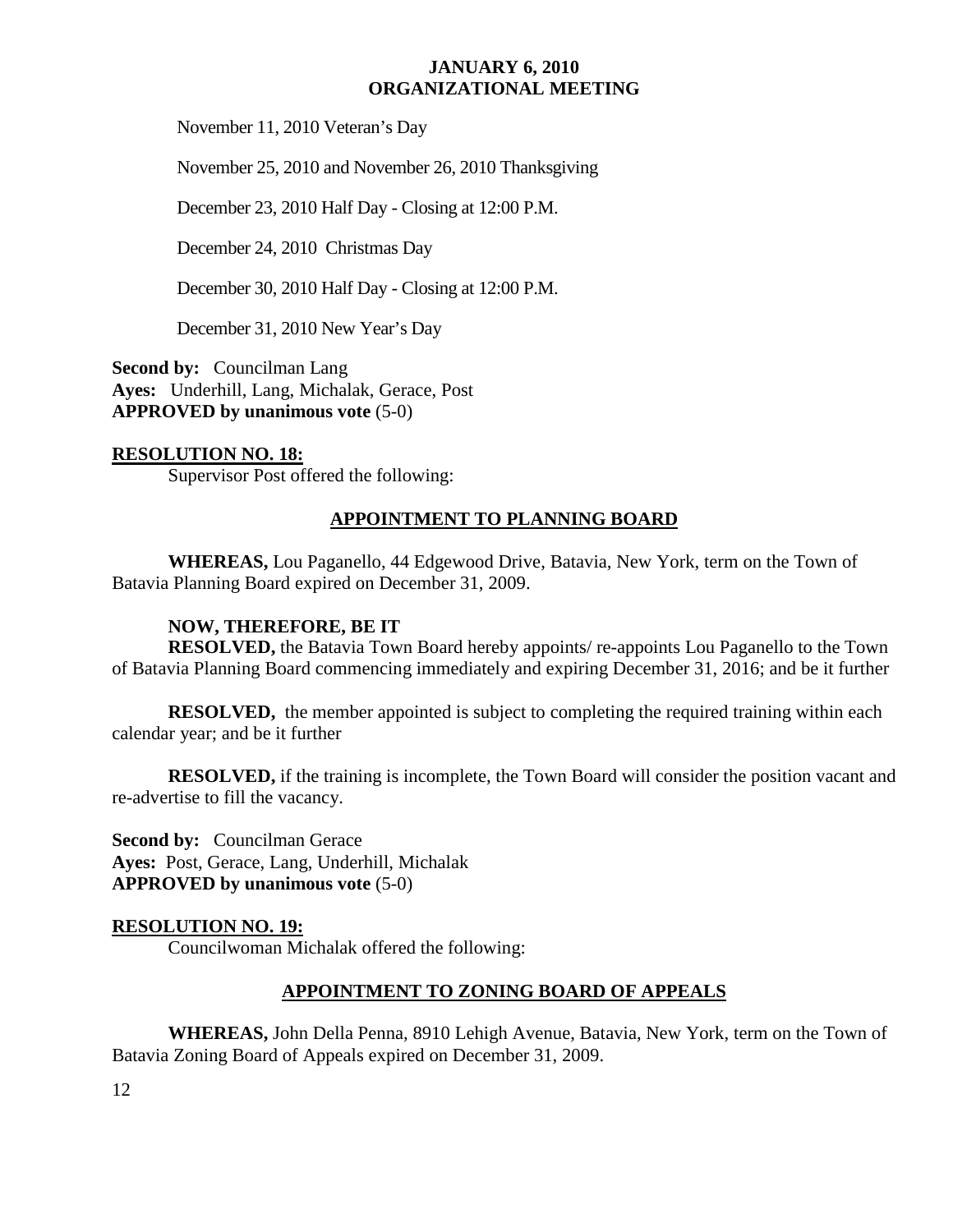November 11, 2010 Veteran's Day

November 25, 2010 and November 26, 2010 Thanksgiving

December 23, 2010 Half Day - Closing at 12:00 P.M.

December 24, 2010 Christmas Day

December 30, 2010 Half Day - Closing at 12:00 P.M.

December 31, 2010 New Year's Day

**Second by:** Councilman Lang
**Ayes:** Underhill, Lang, Michalak, Gerace, Post
**APPROVED by unanimous vote** (5-0)

**RESOLUTION NO. 18:**

Supervisor Post offered the following:

**APPOINTMENT TO PLANNING BOARD**

**WHEREAS,** Lou Paganello, 44 Edgewood Drive, Batavia, New York, term on the Town of Batavia Planning Board expired on December 31, 2009.

**NOW, THEREFORE, BE IT**
**RESOLVED,** the Batavia Town Board hereby appoints/ re-appoints Lou Paganello to the Town of Batavia Planning Board commencing immediately and expiring December 31, 2016; and be it further

**RESOLVED,** the member appointed is subject to completing the required training within each calendar year; and be it further

**RESOLVED,** if the training is incomplete, the Town Board will consider the position vacant and re-advertise to fill the vacancy.

**Second by:** Councilman Gerace
**Ayes:** Post, Gerace, Lang, Underhill, Michalak
**APPROVED by unanimous vote** (5-0)

**RESOLUTION NO. 19:**

Councilwoman Michalak offered the following:

**APPOINTMENT TO ZONING BOARD OF APPEALS**

**WHEREAS,** John Della Penna, 8910 Lehigh Avenue, Batavia, New York, term on the Town of Batavia Zoning Board of Appeals expired on December 31, 2009.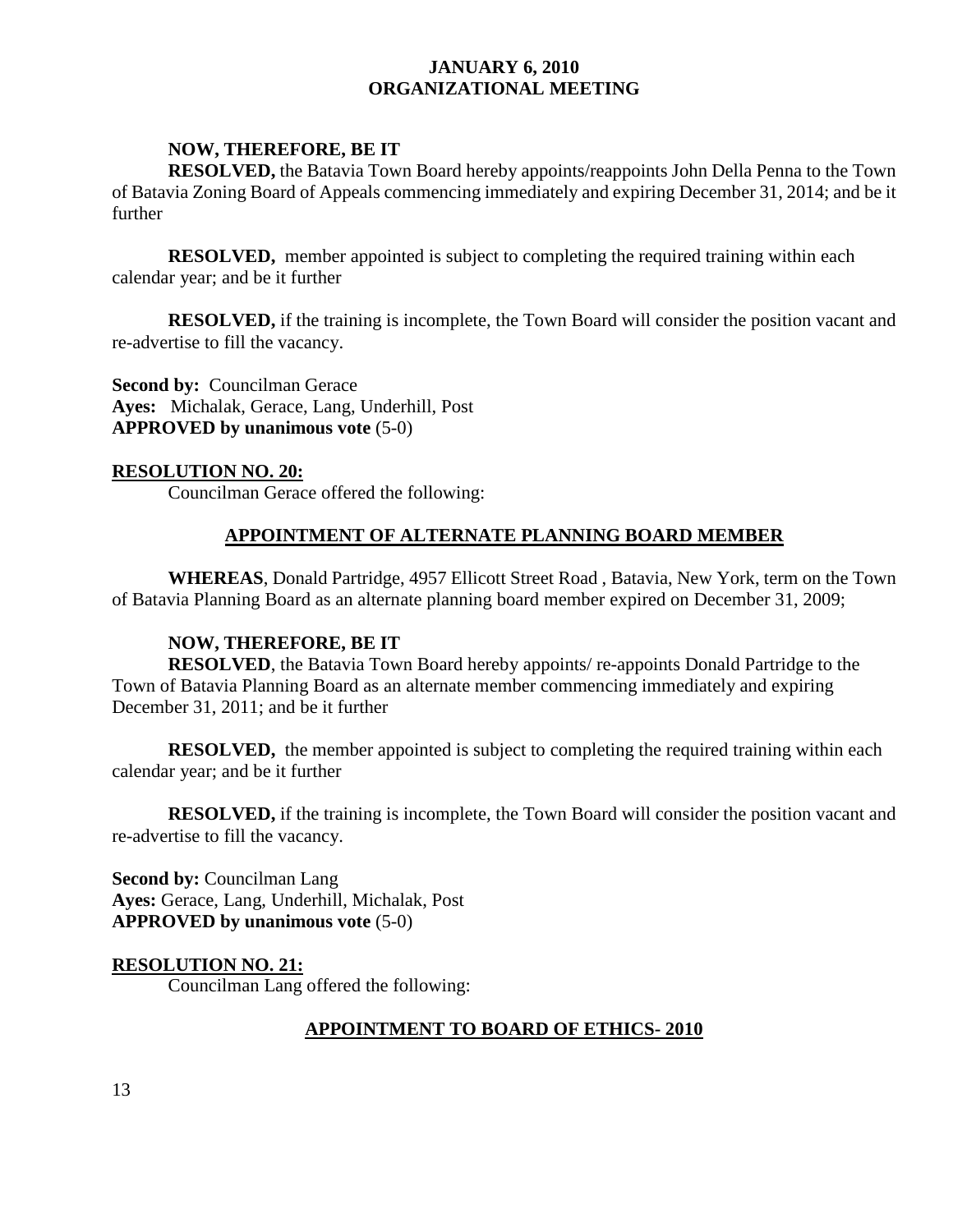**NOW, THEREFORE, BE IT**

**RESOLVED,** the Batavia Town Board hereby appoints/reappoints John Della Penna to the Town of Batavia Zoning Board of Appeals commencing immediately and expiring December 31, 2014; and be it further

**RESOLVED,** member appointed is subject to completing the required training within each calendar year; and be it further

**RESOLVED,** if the training is incomplete, the Town Board will consider the position vacant and re-advertise to fill the vacancy.

**Second by:** Councilman Gerace
**Ayes:** Michalak, Gerace, Lang, Underhill, Post
**APPROVED by unanimous vote** (5-0)

**RESOLUTION NO. 20:**

Councilman Gerace offered the following:

**APPOINTMENT OF ALTERNATE PLANNING BOARD MEMBER**

**WHEREAS**, Donald Partridge, 4957 Ellicott Street Road , Batavia, New York, term on the Town of Batavia Planning Board as an alternate planning board member expired on December 31, 2009;

**NOW, THEREFORE, BE IT**

**RESOLVED**, the Batavia Town Board hereby appoints/ re-appoints Donald Partridge to the Town of Batavia Planning Board as an alternate member commencing immediately and expiring December 31, 2011; and be it further

**RESOLVED,** the member appointed is subject to completing the required training within each calendar year; and be it further

**RESOLVED,** if the training is incomplete, the Town Board will consider the position vacant and re-advertise to fill the vacancy.

**Second by:** Councilman Lang
**Ayes:** Gerace, Lang, Underhill, Michalak, Post
**APPROVED by unanimous vote** (5-0)

**RESOLUTION NO. 21:**

Councilman Lang offered the following:

**APPOINTMENT TO BOARD OF ETHICS- 2010**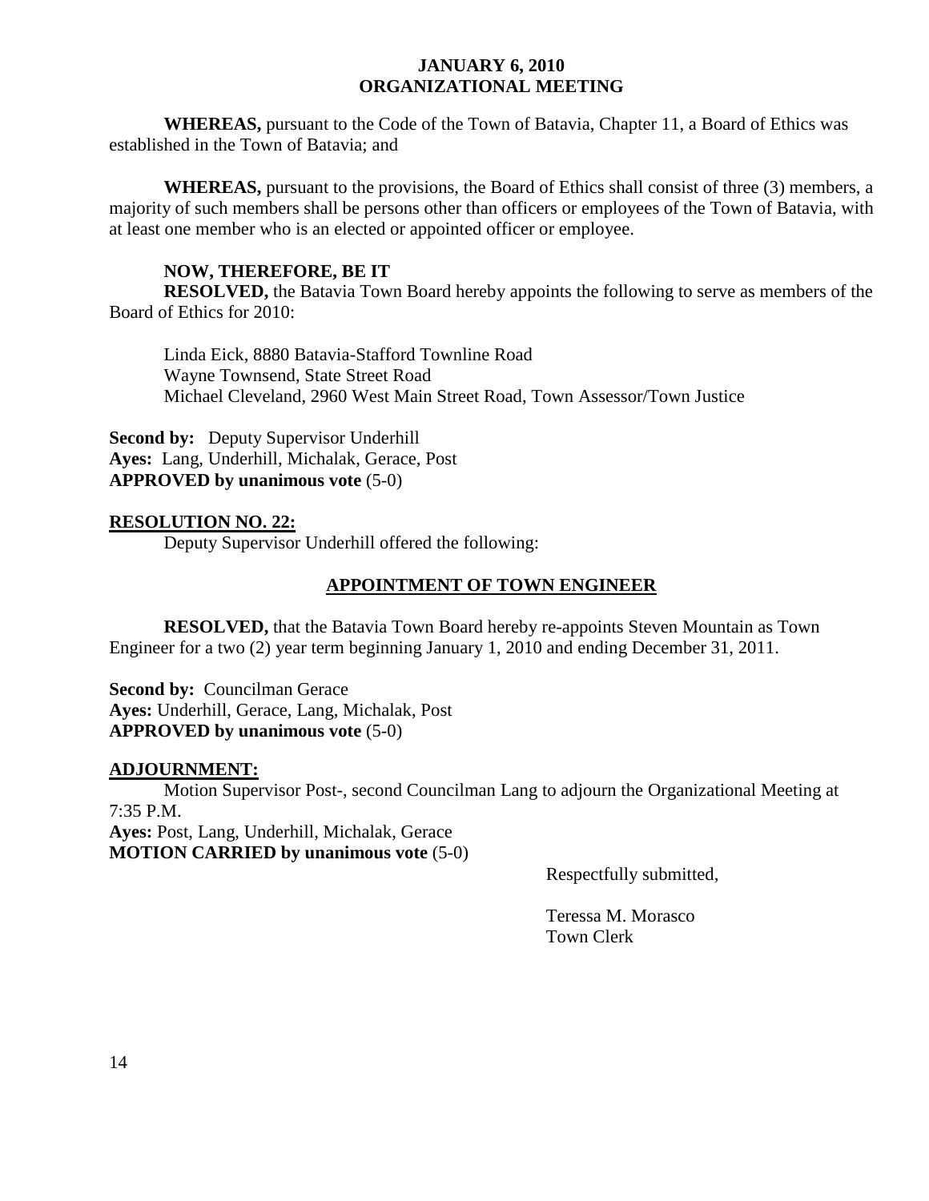**JANUARY 6, 2010**
**ORGANIZATIONAL MEETING**

**WHEREAS,** pursuant to the Code of the Town of Batavia, Chapter 11, a Board of Ethics was established in the Town of Batavia; and

**WHEREAS,** pursuant to the provisions, the Board of Ethics shall consist of three (3) members, a majority of such members shall be persons other than officers or employees of the Town of Batavia, with at least one member who is an elected or appointed officer or employee.

**NOW, THEREFORE, BE IT**
**RESOLVED,** the Batavia Town Board hereby appoints the following to serve as members of the Board of Ethics for 2010:

Linda Eick, 8880 Batavia-Stafford Townline Road
Wayne Townsend, State Street Road
Michael Cleveland, 2960 West Main Street Road, Town Assessor/Town Justice

**Second by:** Deputy Supervisor Underhill
**Ayes:** Lang, Underhill, Michalak, Gerace, Post
**APPROVED by unanimous vote** (5-0)

**RESOLUTION NO. 22:**

Deputy Supervisor Underhill offered the following:

**APPOINTMENT OF TOWN ENGINEER**

**RESOLVED,** that the Batavia Town Board hereby re-appoints Steven Mountain as Town Engineer for a two (2) year term beginning January 1, 2010 and ending December 31, 2011.

**Second by:** Councilman Gerace
**Ayes:** Underhill, Gerace, Lang, Michalak, Post
**APPROVED by unanimous vote** (5-0)

**ADJOURNMENT:**

Motion Supervisor Post-, second Councilman Lang to adjourn the Organizational Meeting at 7:35 P.M.
**Ayes:** Post, Lang, Underhill, Michalak, Gerace
**MOTION CARRIED by unanimous vote** (5-0)

Respectfully submitted,

Teressa M. Morasco
Town Clerk